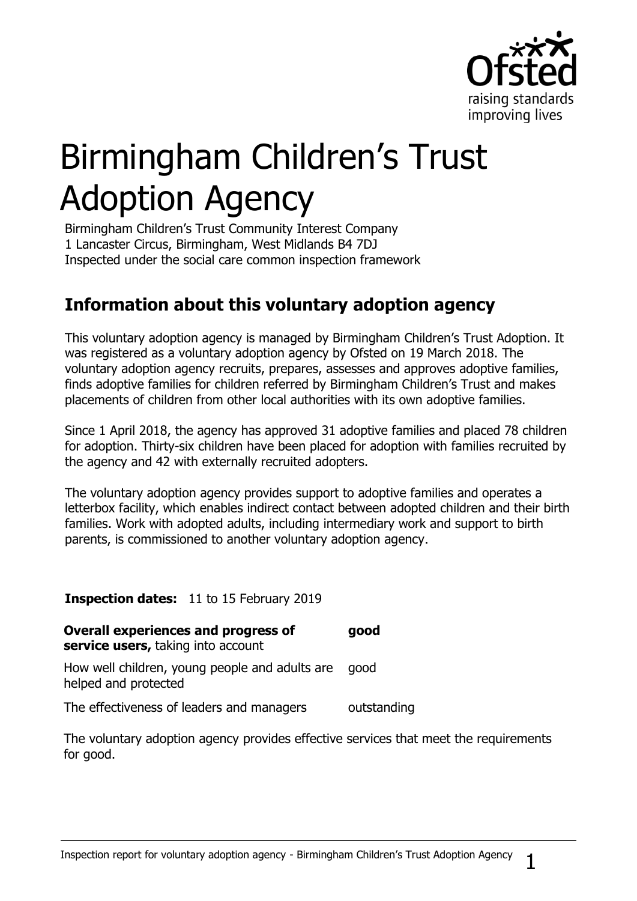# Birmingham Children's Trust Adoption Agency

Birmingham Children's Trust Community Interest Company
1 Lancaster Circus, Birmingham, West Midlands B4 7DJ
Inspected under the social care common inspection framework

## Information about this voluntary adoption agency

This voluntary adoption agency is managed by Birmingham Children's Trust Adoption. It was registered as a voluntary adoption agency by Ofsted on 19 March 2018. The voluntary adoption agency recruits, prepares, assesses and approves adoptive families, finds adoptive families for children referred by Birmingham Children's Trust and makes placements of children from other local authorities with its own adoptive families.

Since 1 April 2018, the agency has approved 31 adoptive families and placed 78 children for adoption. Thirty-six children have been placed for adoption with families recruited by the agency and 42 with externally recruited adopters.

The voluntary adoption agency provides support to adoptive families and operates a letterbox facility, which enables indirect contact between adopted children and their birth families. Work with adopted adults, including intermediary work and support to birth parents, is commissioned to another voluntary adoption agency.

**Inspection dates:** 11 to 15 February 2019

| | |
|---|---|
| **Overall experiences and progress of service users,** taking into account | **good** |
| How well children, young people and adults are helped and protected | good |
| The effectiveness of leaders and managers | outstanding |

The voluntary adoption agency provides effective services that meet the requirements for good.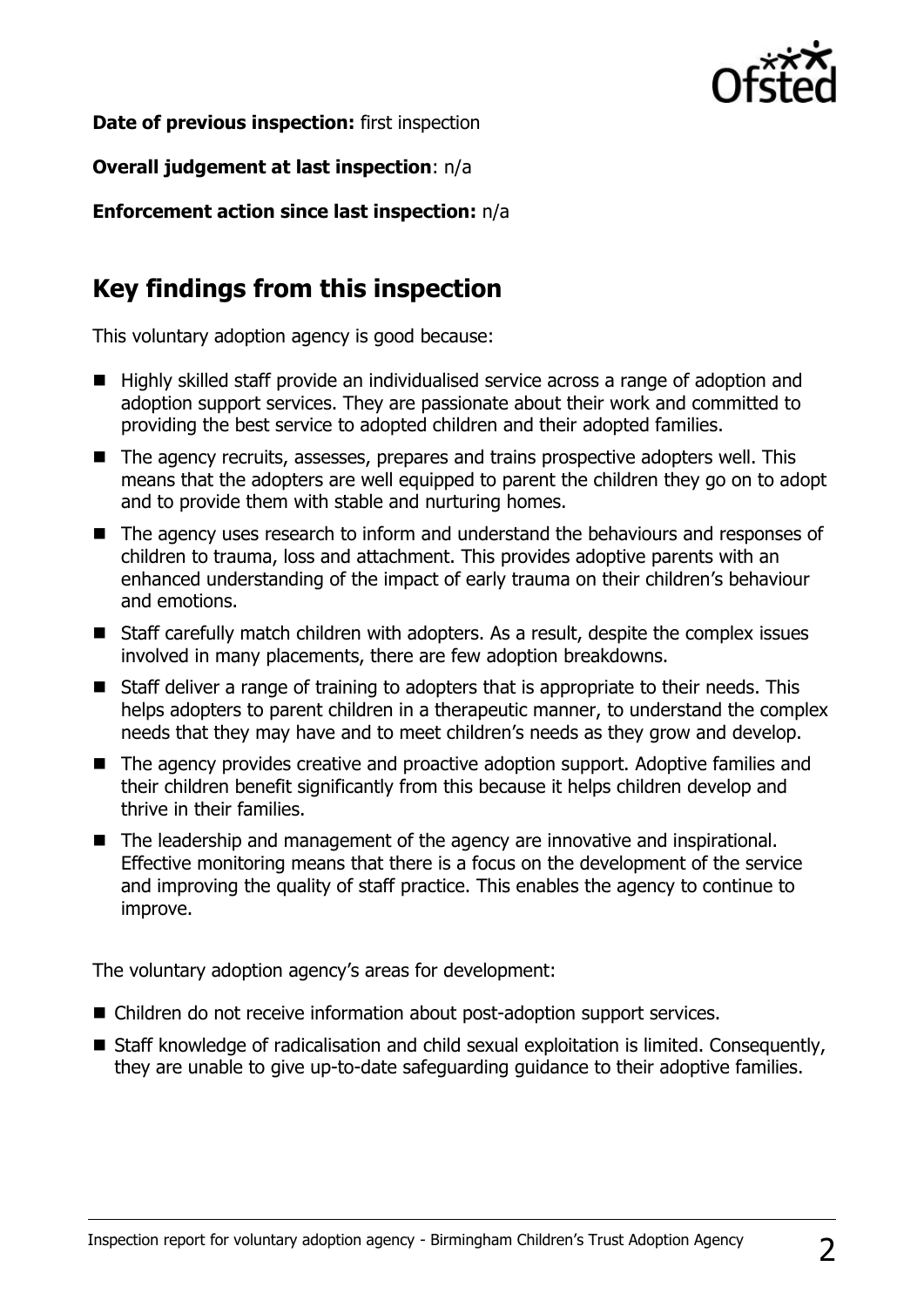**Date of previous inspection:** first inspection

**Overall judgement at last inspection**: n/a

**Enforcement action since last inspection:** n/a

## Key findings from this inspection

This voluntary adoption agency is good because:

- Highly skilled staff provide an individualised service across a range of adoption and adoption support services. They are passionate about their work and committed to providing the best service to adopted children and their adopted families.
- The agency recruits, assesses, prepares and trains prospective adopters well. This means that the adopters are well equipped to parent the children they go on to adopt and to provide them with stable and nurturing homes.
- The agency uses research to inform and understand the behaviours and responses of children to trauma, loss and attachment. This provides adoptive parents with an enhanced understanding of the impact of early trauma on their children's behaviour and emotions.
- Staff carefully match children with adopters. As a result, despite the complex issues involved in many placements, there are few adoption breakdowns.
- Staff deliver a range of training to adopters that is appropriate to their needs. This helps adopters to parent children in a therapeutic manner, to understand the complex needs that they may have and to meet children's needs as they grow and develop.
- The agency provides creative and proactive adoption support. Adoptive families and their children benefit significantly from this because it helps children develop and thrive in their families.
- The leadership and management of the agency are innovative and inspirational. Effective monitoring means that there is a focus on the development of the service and improving the quality of staff practice. This enables the agency to continue to improve.

The voluntary adoption agency's areas for development:

- Children do not receive information about post-adoption support services.
- Staff knowledge of radicalisation and child sexual exploitation is limited. Consequently, they are unable to give up-to-date safeguarding guidance to their adoptive families.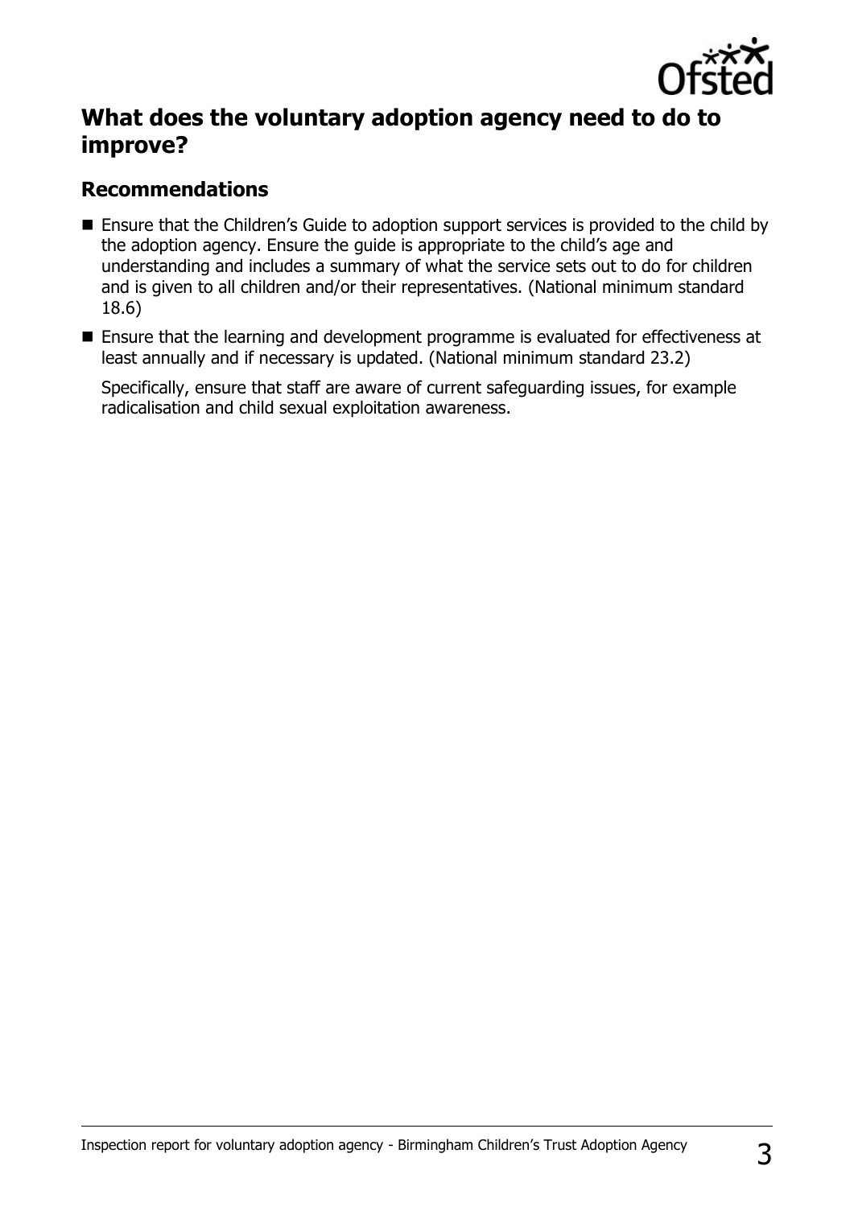## What does the voluntary adoption agency need to do to improve?

### Recommendations

- Ensure that the Children's Guide to adoption support services is provided to the child by the adoption agency. Ensure the guide is appropriate to the child's age and understanding and includes a summary of what the service sets out to do for children and is given to all children and/or their representatives. (National minimum standard 18.6)
- Ensure that the learning and development programme is evaluated for effectiveness at least annually and if necessary is updated. (National minimum standard 23.2)

  Specifically, ensure that staff are aware of current safeguarding issues, for example radicalisation and child sexual exploitation awareness.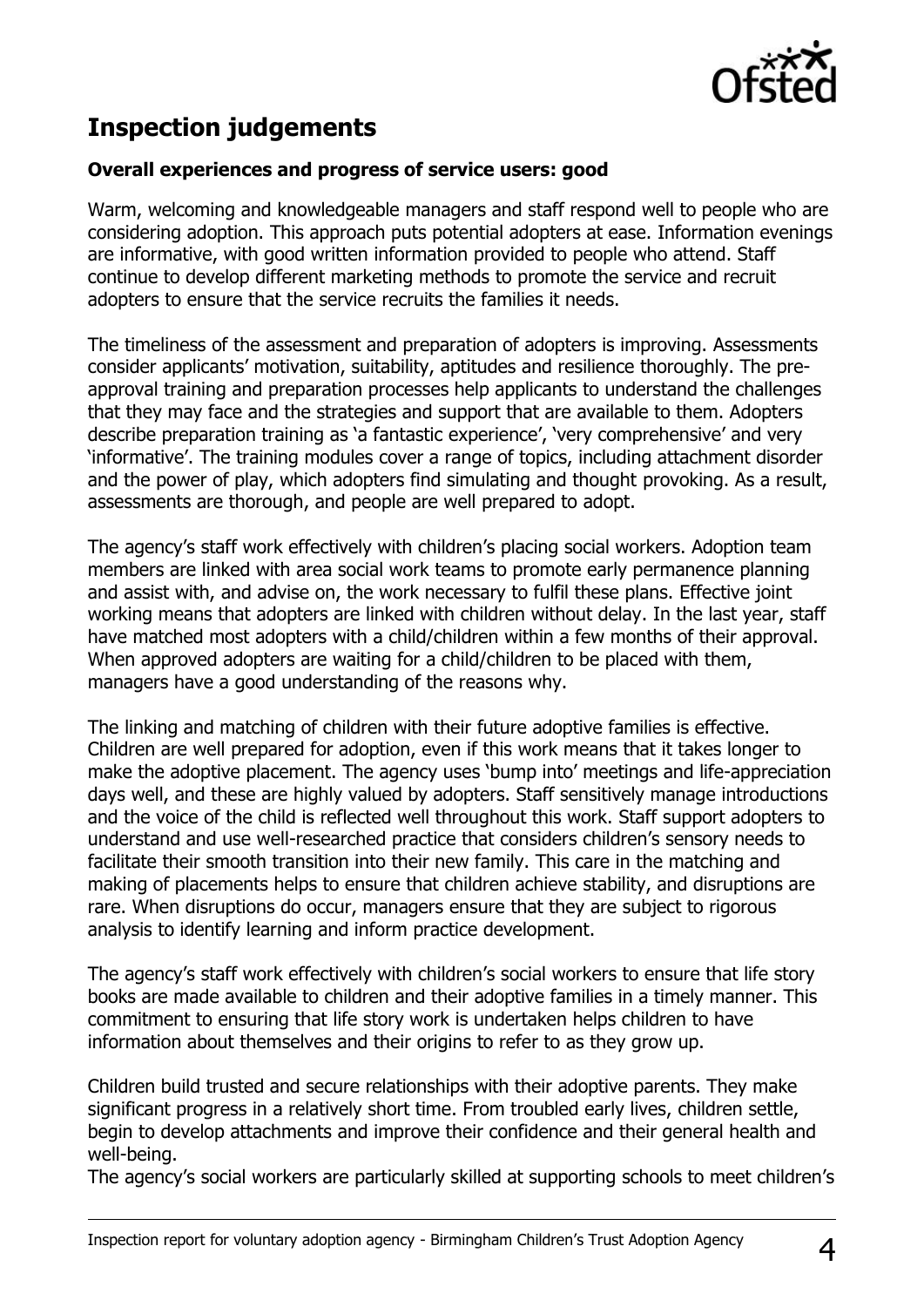## Inspection judgements

**Overall experiences and progress of service users: good**

Warm, welcoming and knowledgeable managers and staff respond well to people who are considering adoption. This approach puts potential adopters at ease. Information evenings are informative, with good written information provided to people who attend. Staff continue to develop different marketing methods to promote the service and recruit adopters to ensure that the service recruits the families it needs.

The timeliness of the assessment and preparation of adopters is improving. Assessments consider applicants' motivation, suitability, aptitudes and resilience thoroughly. The pre-approval training and preparation processes help applicants to understand the challenges that they may face and the strategies and support that are available to them. Adopters describe preparation training as 'a fantastic experience', 'very comprehensive' and very 'informative'. The training modules cover a range of topics, including attachment disorder and the power of play, which adopters find simulating and thought provoking. As a result, assessments are thorough, and people are well prepared to adopt.

The agency's staff work effectively with children's placing social workers. Adoption team members are linked with area social work teams to promote early permanence planning and assist with, and advise on, the work necessary to fulfil these plans. Effective joint working means that adopters are linked with children without delay. In the last year, staff have matched most adopters with a child/children within a few months of their approval. When approved adopters are waiting for a child/children to be placed with them, managers have a good understanding of the reasons why.

The linking and matching of children with their future adoptive families is effective. Children are well prepared for adoption, even if this work means that it takes longer to make the adoptive placement. The agency uses 'bump into' meetings and life-appreciation days well, and these are highly valued by adopters. Staff sensitively manage introductions and the voice of the child is reflected well throughout this work. Staff support adopters to understand and use well-researched practice that considers children's sensory needs to facilitate their smooth transition into their new family. This care in the matching and making of placements helps to ensure that children achieve stability, and disruptions are rare. When disruptions do occur, managers ensure that they are subject to rigorous analysis to identify learning and inform practice development.

The agency's staff work effectively with children's social workers to ensure that life story books are made available to children and their adoptive families in a timely manner. This commitment to ensuring that life story work is undertaken helps children to have information about themselves and their origins to refer to as they grow up.

Children build trusted and secure relationships with their adoptive parents. They make significant progress in a relatively short time. From troubled early lives, children settle, begin to develop attachments and improve their confidence and their general health and well-being.

The agency's social workers are particularly skilled at supporting schools to meet children's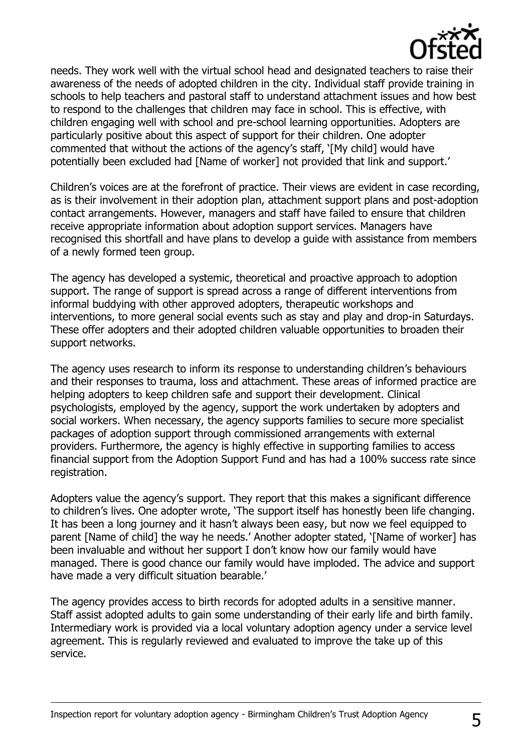needs. They work well with the virtual school head and designated teachers to raise their awareness of the needs of adopted children in the city. Individual staff provide training in schools to help teachers and pastoral staff to understand attachment issues and how best to respond to the challenges that children may face in school. This is effective, with children engaging well with school and pre-school learning opportunities. Adopters are particularly positive about this aspect of support for their children. One adopter commented that without the actions of the agency's staff, '[My child] would have potentially been excluded had [Name of worker] not provided that link and support.'

Children's voices are at the forefront of practice. Their views are evident in case recording, as is their involvement in their adoption plan, attachment support plans and post-adoption contact arrangements. However, managers and staff have failed to ensure that children receive appropriate information about adoption support services. Managers have recognised this shortfall and have plans to develop a guide with assistance from members of a newly formed teen group.

The agency has developed a systemic, theoretical and proactive approach to adoption support. The range of support is spread across a range of different interventions from informal buddying with other approved adopters, therapeutic workshops and interventions, to more general social events such as stay and play and drop-in Saturdays. These offer adopters and their adopted children valuable opportunities to broaden their support networks.

The agency uses research to inform its response to understanding children's behaviours and their responses to trauma, loss and attachment. These areas of informed practice are helping adopters to keep children safe and support their development. Clinical psychologists, employed by the agency, support the work undertaken by adopters and social workers. When necessary, the agency supports families to secure more specialist packages of adoption support through commissioned arrangements with external providers. Furthermore, the agency is highly effective in supporting families to access financial support from the Adoption Support Fund and has had a 100% success rate since registration.

Adopters value the agency's support. They report that this makes a significant difference to children's lives. One adopter wrote, 'The support itself has honestly been life changing. It has been a long journey and it hasn't always been easy, but now we feel equipped to parent [Name of child] the way he needs.' Another adopter stated, '[Name of worker] has been invaluable and without her support I don't know how our family would have managed. There is good chance our family would have imploded. The advice and support have made a very difficult situation bearable.'

The agency provides access to birth records for adopted adults in a sensitive manner. Staff assist adopted adults to gain some understanding of their early life and birth family. Intermediary work is provided via a local voluntary adoption agency under a service level agreement. This is regularly reviewed and evaluated to improve the take up of this service.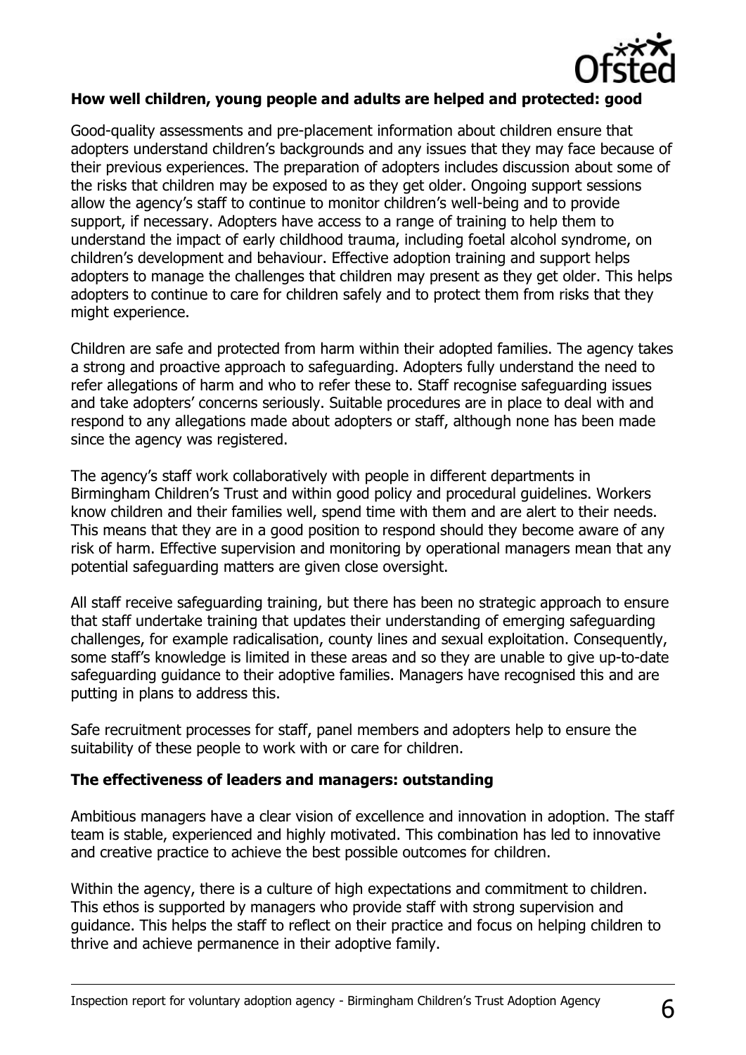**How well children, young people and adults are helped and protected: good**

Good-quality assessments and pre-placement information about children ensure that adopters understand children's backgrounds and any issues that they may face because of their previous experiences. The preparation of adopters includes discussion about some of the risks that children may be exposed to as they get older. Ongoing support sessions allow the agency's staff to continue to monitor children's well-being and to provide support, if necessary. Adopters have access to a range of training to help them to understand the impact of early childhood trauma, including foetal alcohol syndrome, on children's development and behaviour. Effective adoption training and support helps adopters to manage the challenges that children may present as they get older. This helps adopters to continue to care for children safely and to protect them from risks that they might experience.

Children are safe and protected from harm within their adopted families. The agency takes a strong and proactive approach to safeguarding. Adopters fully understand the need to refer allegations of harm and who to refer these to. Staff recognise safeguarding issues and take adopters' concerns seriously. Suitable procedures are in place to deal with and respond to any allegations made about adopters or staff, although none has been made since the agency was registered.

The agency's staff work collaboratively with people in different departments in Birmingham Children's Trust and within good policy and procedural guidelines. Workers know children and their families well, spend time with them and are alert to their needs. This means that they are in a good position to respond should they become aware of any risk of harm. Effective supervision and monitoring by operational managers mean that any potential safeguarding matters are given close oversight.

All staff receive safeguarding training, but there has been no strategic approach to ensure that staff undertake training that updates their understanding of emerging safeguarding challenges, for example radicalisation, county lines and sexual exploitation. Consequently, some staff's knowledge is limited in these areas and so they are unable to give up-to-date safeguarding guidance to their adoptive families. Managers have recognised this and are putting in plans to address this.

Safe recruitment processes for staff, panel members and adopters help to ensure the suitability of these people to work with or care for children.

**The effectiveness of leaders and managers: outstanding**

Ambitious managers have a clear vision of excellence and innovation in adoption. The staff team is stable, experienced and highly motivated. This combination has led to innovative and creative practice to achieve the best possible outcomes for children.

Within the agency, there is a culture of high expectations and commitment to children. This ethos is supported by managers who provide staff with strong supervision and guidance. This helps the staff to reflect on their practice and focus on helping children to thrive and achieve permanence in their adoptive family.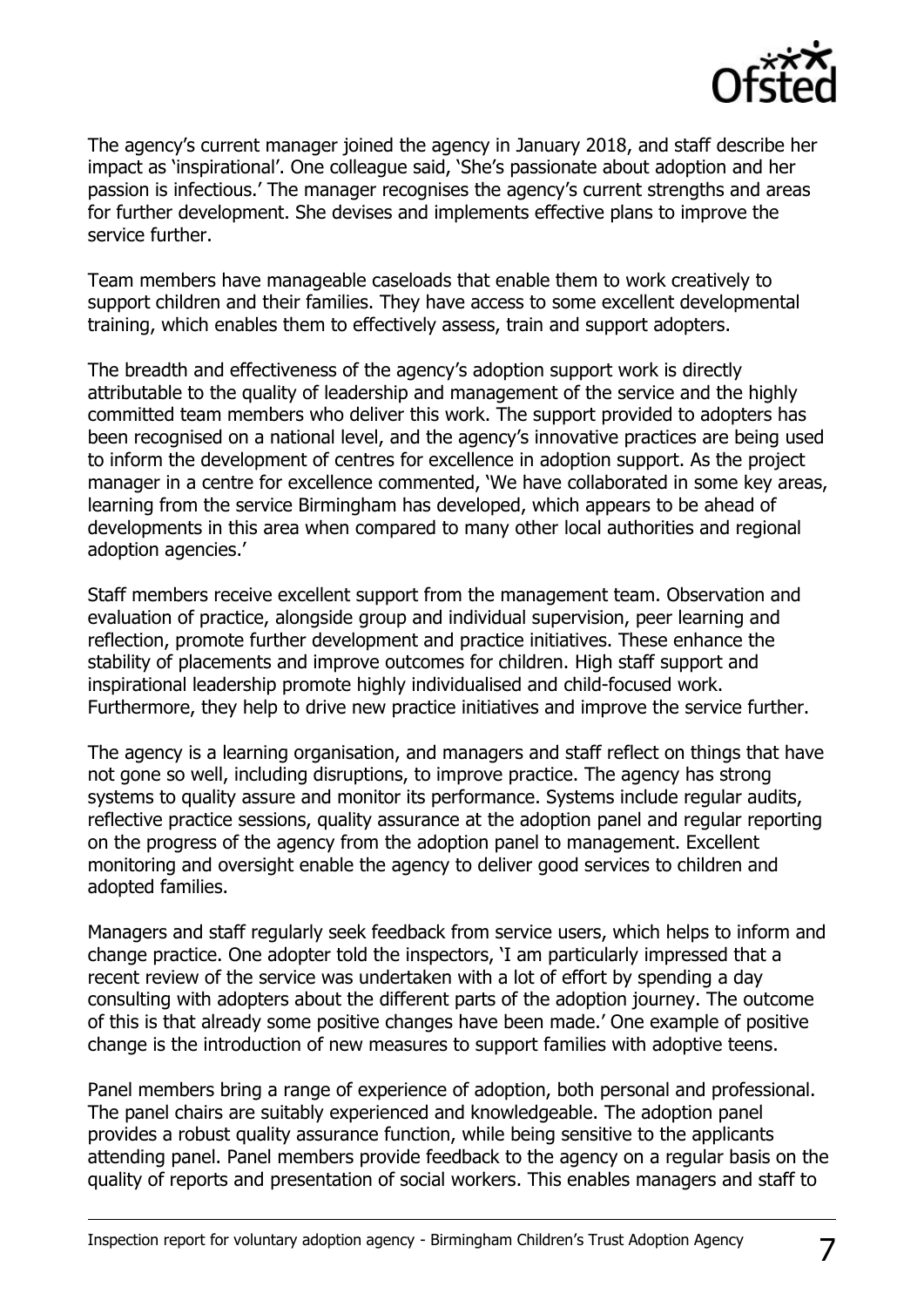The agency's current manager joined the agency in January 2018, and staff describe her impact as 'inspirational'. One colleague said, 'She's passionate about adoption and her passion is infectious.' The manager recognises the agency's current strengths and areas for further development. She devises and implements effective plans to improve the service further.

Team members have manageable caseloads that enable them to work creatively to support children and their families. They have access to some excellent developmental training, which enables them to effectively assess, train and support adopters.

The breadth and effectiveness of the agency's adoption support work is directly attributable to the quality of leadership and management of the service and the highly committed team members who deliver this work. The support provided to adopters has been recognised on a national level, and the agency's innovative practices are being used to inform the development of centres for excellence in adoption support. As the project manager in a centre for excellence commented, 'We have collaborated in some key areas, learning from the service Birmingham has developed, which appears to be ahead of developments in this area when compared to many other local authorities and regional adoption agencies.'

Staff members receive excellent support from the management team. Observation and evaluation of practice, alongside group and individual supervision, peer learning and reflection, promote further development and practice initiatives. These enhance the stability of placements and improve outcomes for children. High staff support and inspirational leadership promote highly individualised and child-focused work. Furthermore, they help to drive new practice initiatives and improve the service further.

The agency is a learning organisation, and managers and staff reflect on things that have not gone so well, including disruptions, to improve practice. The agency has strong systems to quality assure and monitor its performance. Systems include regular audits, reflective practice sessions, quality assurance at the adoption panel and regular reporting on the progress of the agency from the adoption panel to management. Excellent monitoring and oversight enable the agency to deliver good services to children and adopted families.

Managers and staff regularly seek feedback from service users, which helps to inform and change practice. One adopter told the inspectors, 'I am particularly impressed that a recent review of the service was undertaken with a lot of effort by spending a day consulting with adopters about the different parts of the adoption journey. The outcome of this is that already some positive changes have been made.' One example of positive change is the introduction of new measures to support families with adoptive teens.

Panel members bring a range of experience of adoption, both personal and professional. The panel chairs are suitably experienced and knowledgeable. The adoption panel provides a robust quality assurance function, while being sensitive to the applicants attending panel. Panel members provide feedback to the agency on a regular basis on the quality of reports and presentation of social workers. This enables managers and staff to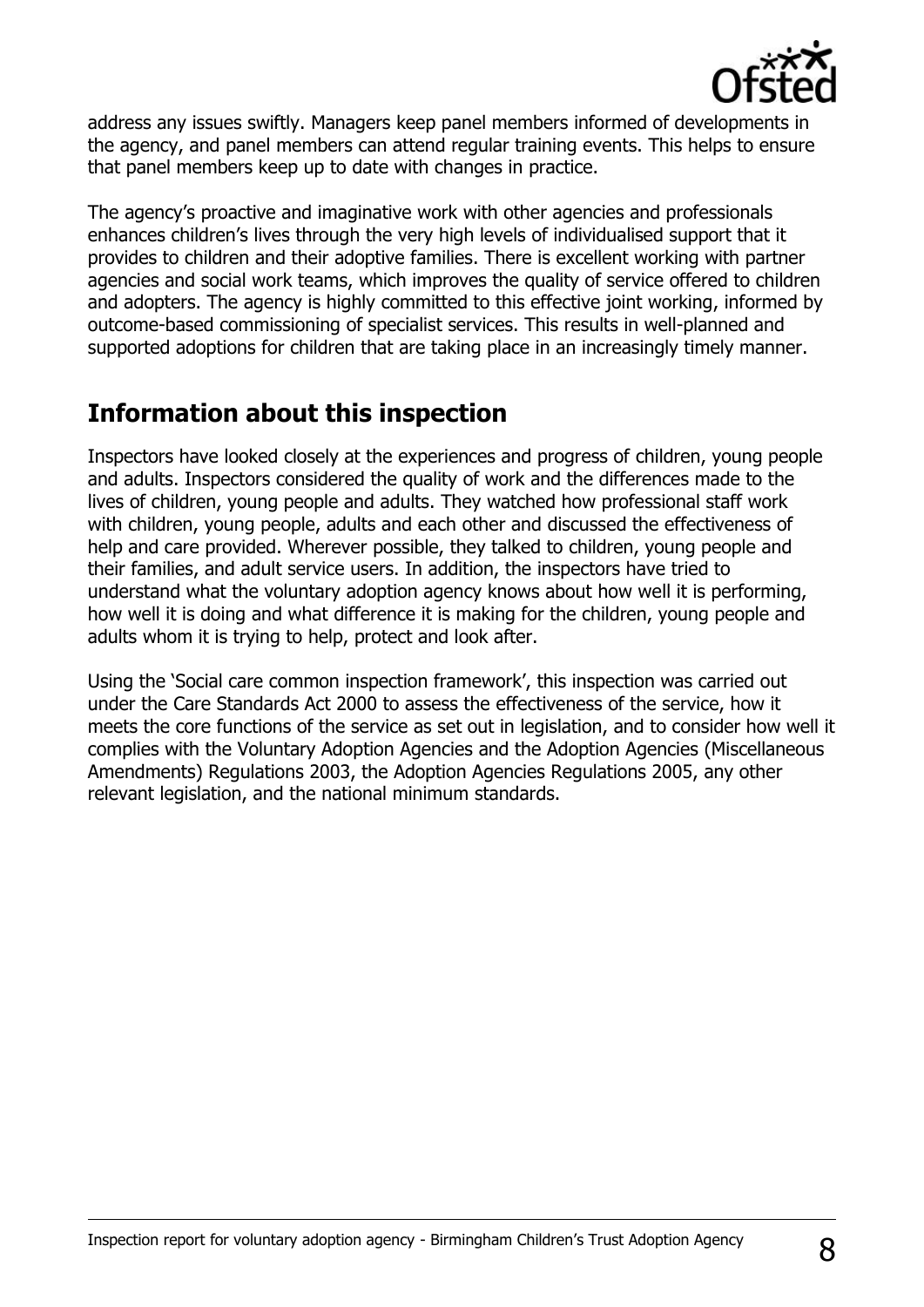address any issues swiftly. Managers keep panel members informed of developments in the agency, and panel members can attend regular training events. This helps to ensure that panel members keep up to date with changes in practice.

The agency's proactive and imaginative work with other agencies and professionals enhances children's lives through the very high levels of individualised support that it provides to children and their adoptive families. There is excellent working with partner agencies and social work teams, which improves the quality of service offered to children and adopters. The agency is highly committed to this effective joint working, informed by outcome-based commissioning of specialist services. This results in well-planned and supported adoptions for children that are taking place in an increasingly timely manner.

## Information about this inspection

Inspectors have looked closely at the experiences and progress of children, young people and adults. Inspectors considered the quality of work and the differences made to the lives of children, young people and adults. They watched how professional staff work with children, young people, adults and each other and discussed the effectiveness of help and care provided. Wherever possible, they talked to children, young people and their families, and adult service users. In addition, the inspectors have tried to understand what the voluntary adoption agency knows about how well it is performing, how well it is doing and what difference it is making for the children, young people and adults whom it is trying to help, protect and look after.

Using the 'Social care common inspection framework', this inspection was carried out under the Care Standards Act 2000 to assess the effectiveness of the service, how it meets the core functions of the service as set out in legislation, and to consider how well it complies with the Voluntary Adoption Agencies and the Adoption Agencies (Miscellaneous Amendments) Regulations 2003, the Adoption Agencies Regulations 2005, any other relevant legislation, and the national minimum standards.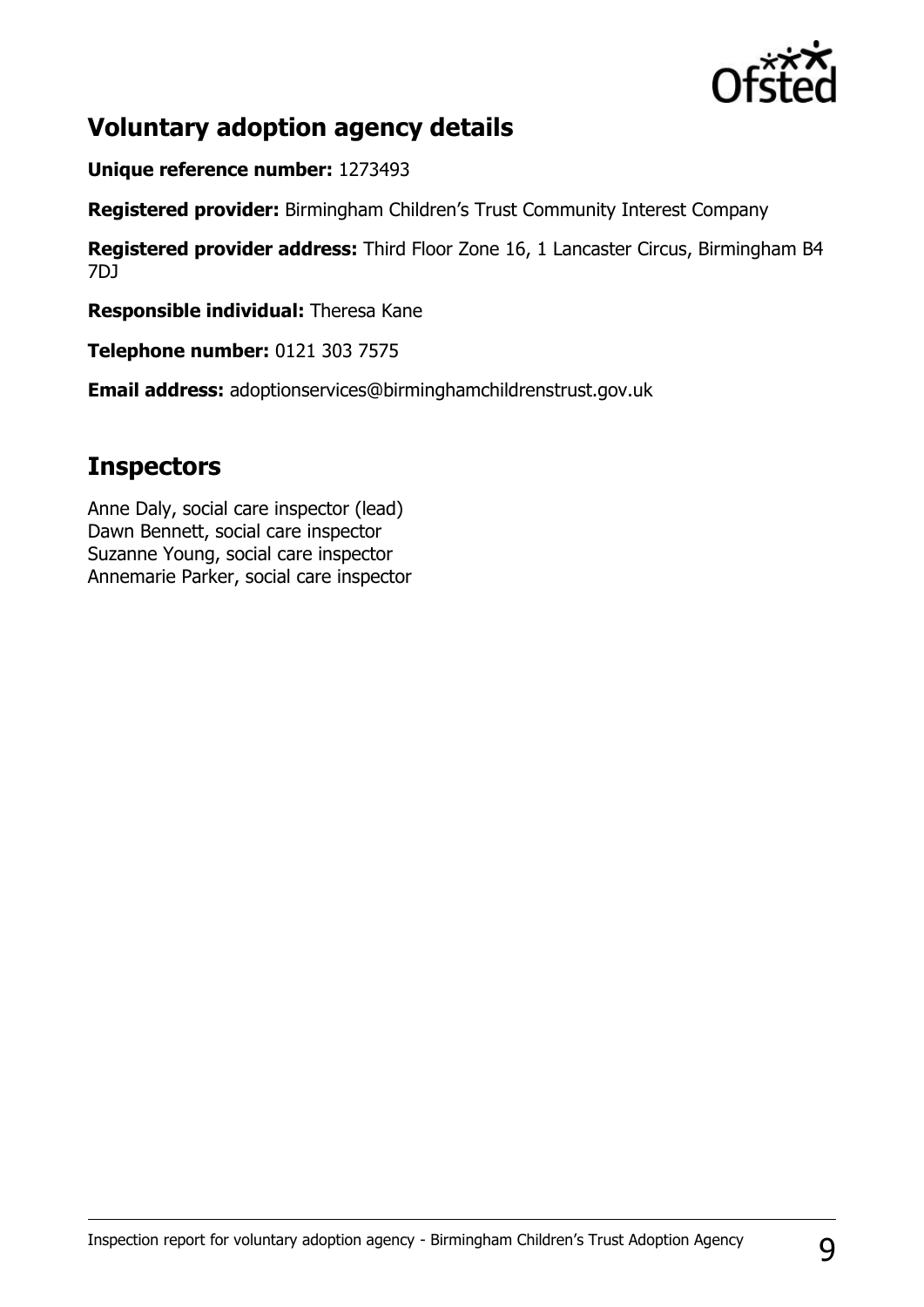## Voluntary adoption agency details

**Unique reference number:** 1273493

**Registered provider:** Birmingham Children's Trust Community Interest Company

**Registered provider address:** Third Floor Zone 16, 1 Lancaster Circus, Birmingham B4 7DJ

**Responsible individual:** Theresa Kane

**Telephone number:** 0121 303 7575

**Email address:** adoptionservices@birminghamchildrenstrust.gov.uk

## Inspectors

Anne Daly, social care inspector (lead)
Dawn Bennett, social care inspector
Suzanne Young, social care inspector
Annemarie Parker, social care inspector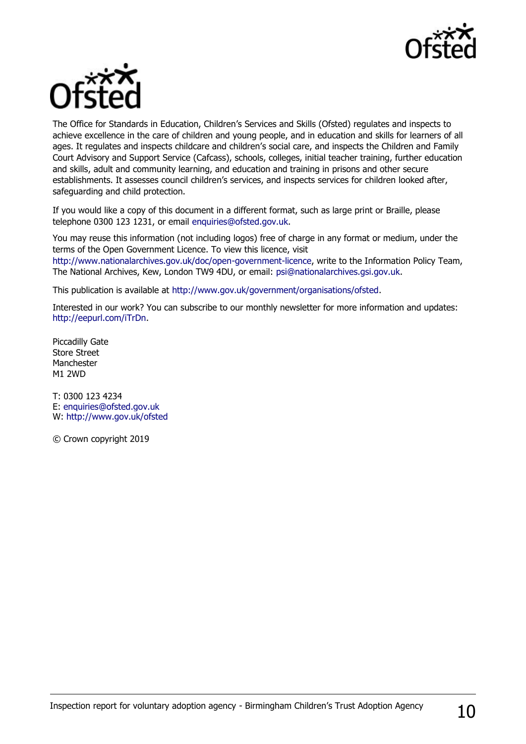The Office for Standards in Education, Children's Services and Skills (Ofsted) regulates and inspects to achieve excellence in the care of children and young people, and in education and skills for learners of all ages. It regulates and inspects childcare and children's social care, and inspects the Children and Family Court Advisory and Support Service (Cafcass), schools, colleges, initial teacher training, further education and skills, adult and community learning, and education and training in prisons and other secure establishments. It assesses council children's services, and inspects services for children looked after, safeguarding and child protection.

If you would like a copy of this document in a different format, such as large print or Braille, please telephone 0300 123 1231, or email enquiries@ofsted.gov.uk.

You may reuse this information (not including logos) free of charge in any format or medium, under the terms of the Open Government Licence. To view this licence, visit http://www.nationalarchives.gov.uk/doc/open-government-licence, write to the Information Policy Team, The National Archives, Kew, London TW9 4DU, or email: psi@nationalarchives.gsi.gov.uk.

This publication is available at http://www.gov.uk/government/organisations/ofsted.

Interested in our work? You can subscribe to our monthly newsletter for more information and updates: http://eepurl.com/iTrDn.

Piccadilly Gate
Store Street
Manchester
M1 2WD

T: 0300 123 4234
E: enquiries@ofsted.gov.uk
W: http://www.gov.uk/ofsted

© Crown copyright 2019